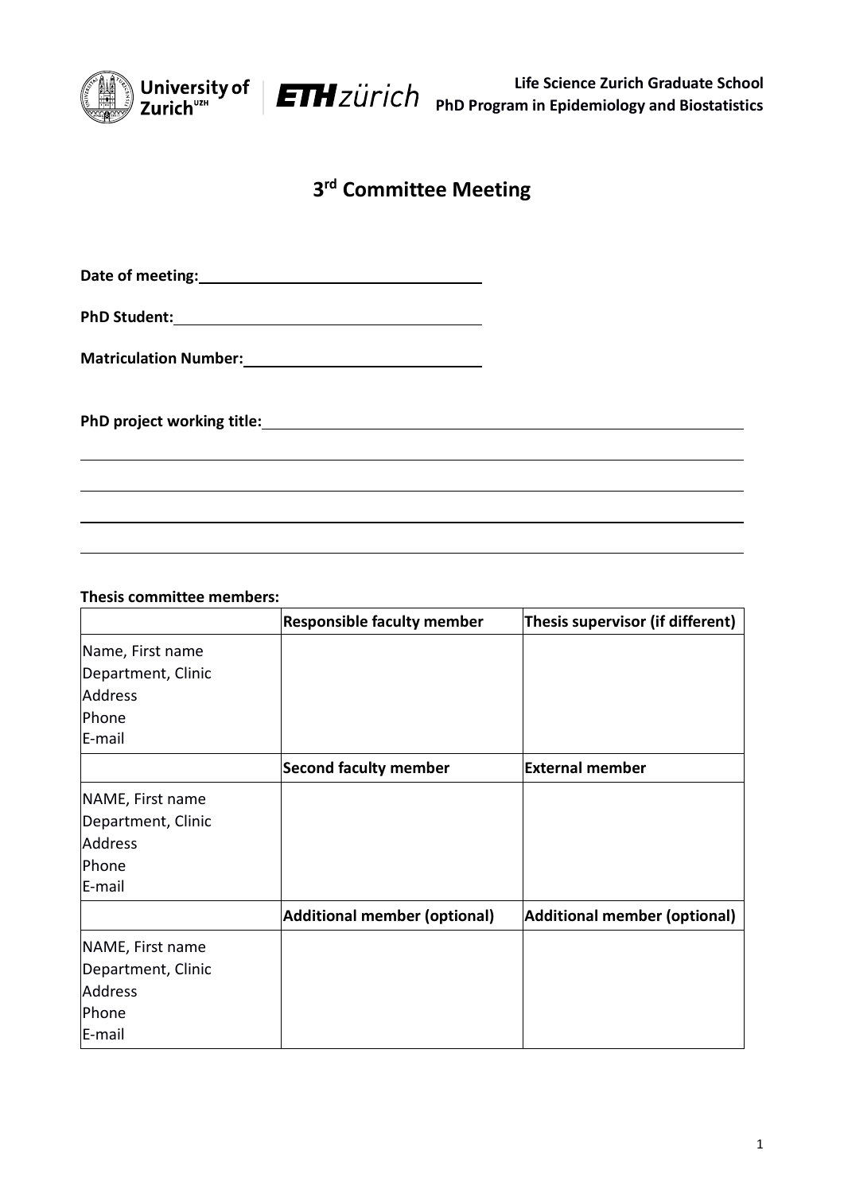Life Science Zurich Graduate School
PhD Program in Epidemiology and Biostatistics

# 3rd Committee Meeting

**Date of meeting:** ______________________________

**PhD Student:** ______________________________

**Matriculation Number:** ______________________________

**PhD project working title:** ______________________________________________________________

______________________________________________________________

______________________________________________________________

______________________________________________________________

______________________________________________________________

**Thesis committee members:**

| | **Responsible faculty member** | **Thesis supervisor (if different)** |
|---|---|---|
| Name, First name<br>Department, Clinic<br>Address<br>Phone<br>E-mail | | |
| | **Second faculty member** | **External member** |
| NAME, First name<br>Department, Clinic<br>Address<br>Phone<br>E-mail | | |
| | **Additional member (optional)** | **Additional member (optional)** |
| NAME, First name<br>Department, Clinic<br>Address<br>Phone<br>E-mail | | |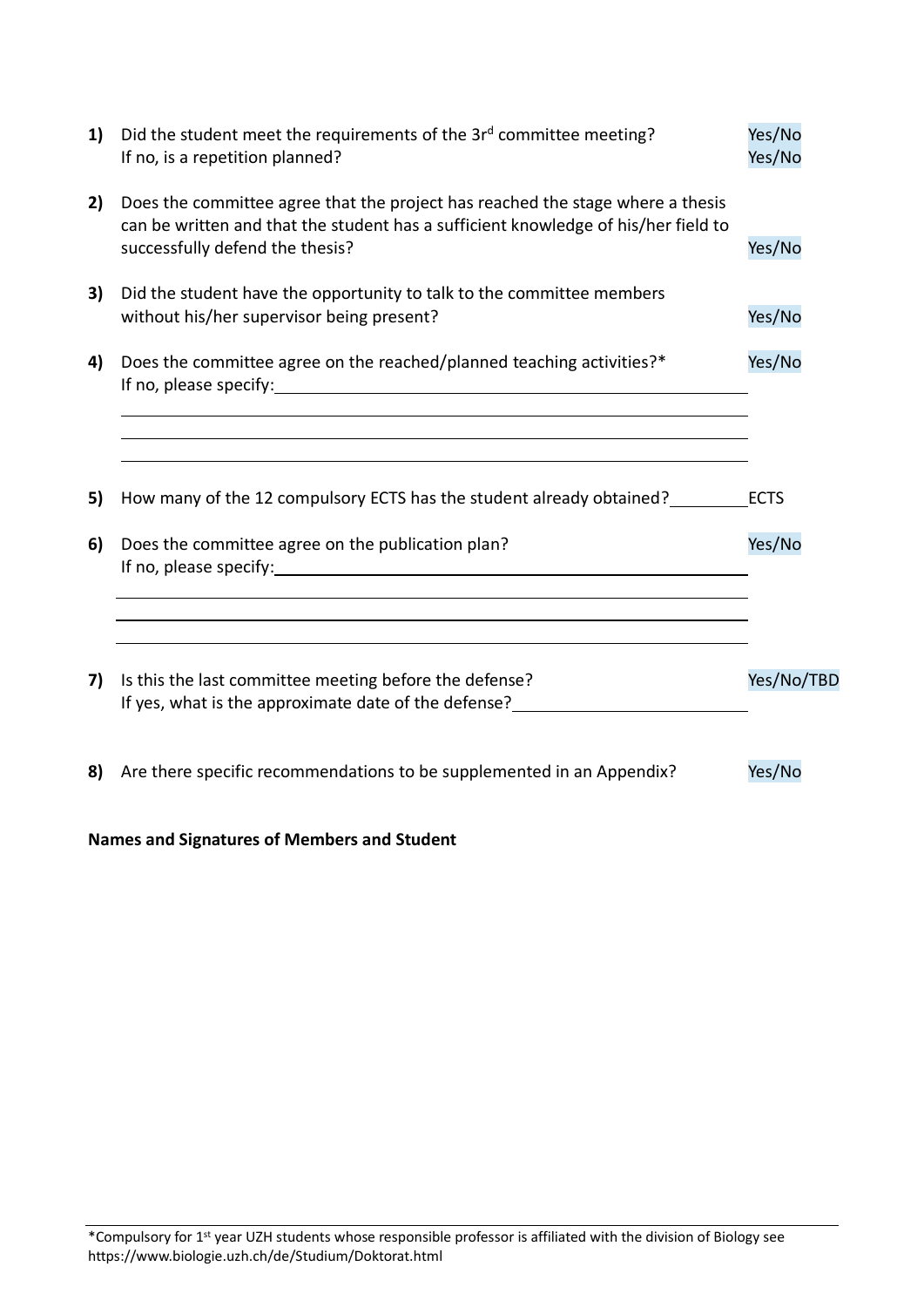1) Did the student meet the requirements of the 3rd committee meeting? Yes/No
   If no, is a repetition planned? Yes/No

2) Does the committee agree that the project has reached the stage where a thesis can be written and that the student has a sufficient knowledge of his/her field to successfully defend the thesis? Yes/No

3) Did the student have the opportunity to talk to the committee members without his/her supervisor being present? Yes/No

4) Does the committee agree on the reached/planned teaching activities?* Yes/No
   If no, please specify: ____________________

   ____________________

   ____________________

   ____________________

5) How many of the 12 compulsory ECTS has the student already obtained? ________ ECTS

6) Does the committee agree on the publication plan? Yes/No
   If no, please specify: ____________________

   ____________________

   ____________________

   ____________________

7) Is this the last committee meeting before the defense? Yes/No/TBD
   If yes, what is the approximate date of the defense? ____________________

8) Are there specific recommendations to be supplemented in an Appendix? Yes/No

**Names and Signatures of Members and Student**

*Compulsory for 1st year UZH students whose responsible professor is affiliated with the division of Biology see https://www.biologie.uzh.ch/de/Studium/Doktorat.html